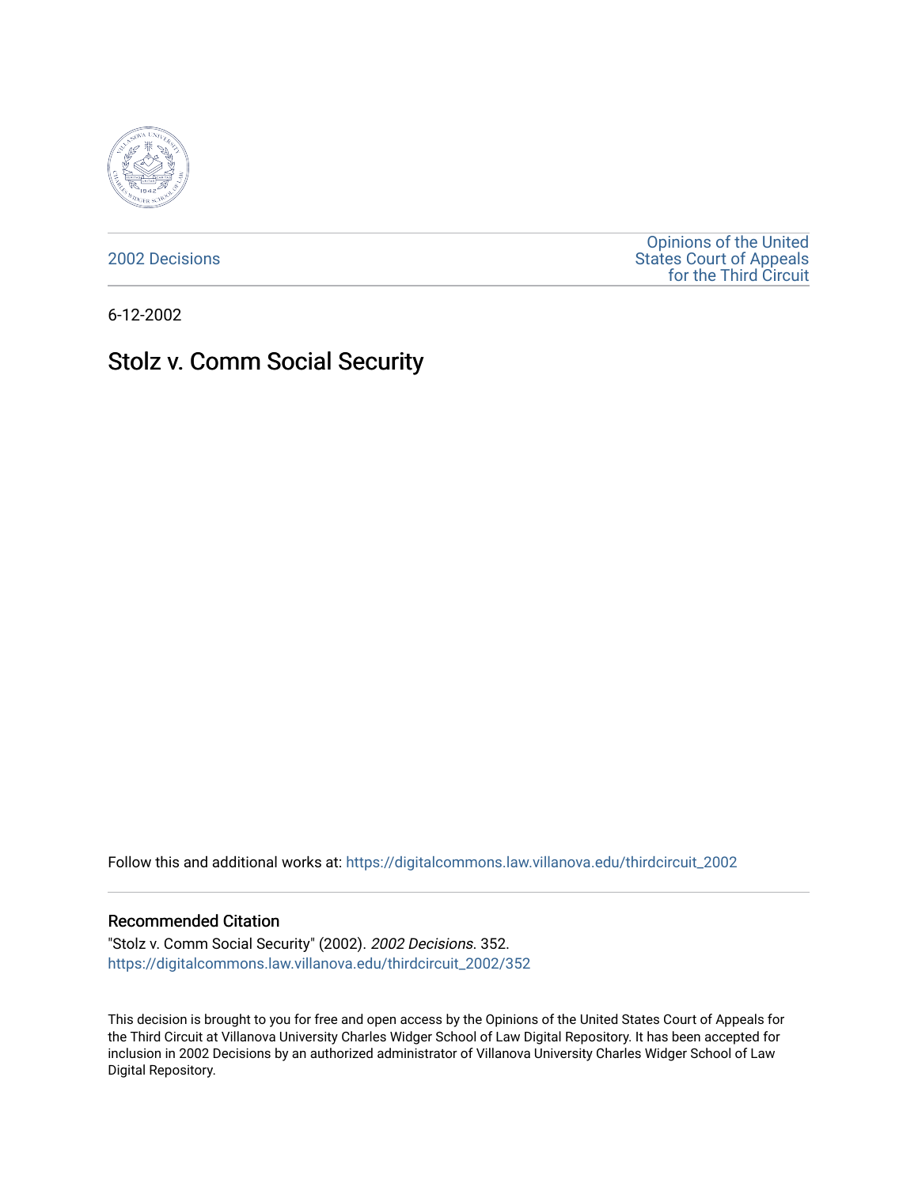2002 Decisions

Opinions of the United States Court of Appeals for the Third Circuit

6-12-2002

# Stolz v. Comm Social Security

Follow this and additional works at: https://digitalcommons.law.villanova.edu/thirdcircuit_2002

## Recommended Citation

"Stolz v. Comm Social Security" (2002). *2002 Decisions*. 352.
https://digitalcommons.law.villanova.edu/thirdcircuit_2002/352

This decision is brought to you for free and open access by the Opinions of the United States Court of Appeals for the Third Circuit at Villanova University Charles Widger School of Law Digital Repository. It has been accepted for inclusion in 2002 Decisions by an authorized administrator of Villanova University Charles Widger School of Law Digital Repository.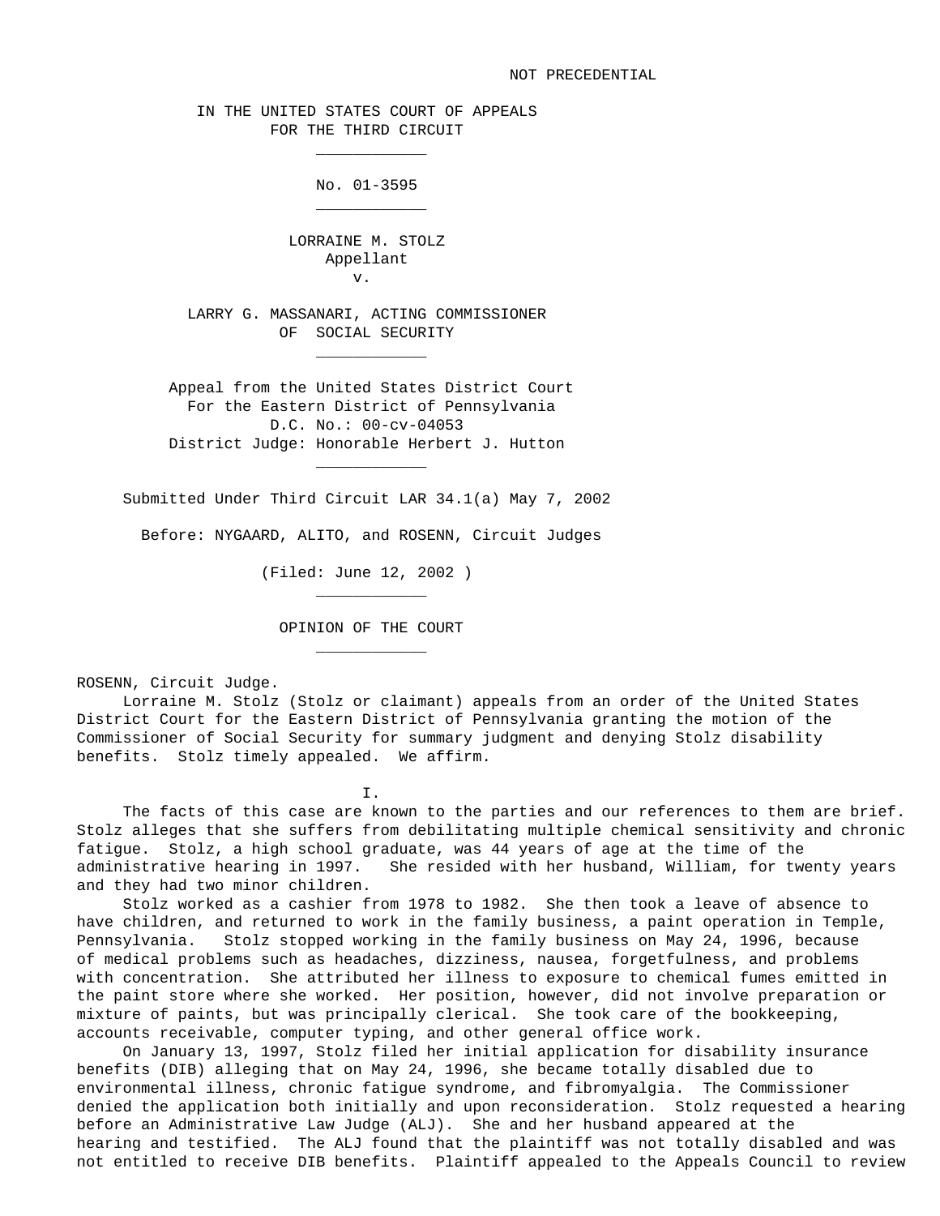NOT PRECEDENTIAL

IN THE UNITED STATES COURT OF APPEALS
FOR THE THIRD CIRCUIT

---

No. 01-3595

---

LORRAINE M. STOLZ
Appellant
v.

LARRY G. MASSANARI, ACTING COMMISSIONER
OF SOCIAL SECURITY

---

Appeal from the United States District Court
For the Eastern District of Pennsylvania
D.C. No.: 00-cv-04053
District Judge: Honorable Herbert J. Hutton

---

Submitted Under Third Circuit LAR 34.1(a) May 7, 2002

Before: NYGAARD, ALITO, and ROSENN, Circuit Judges

(Filed: June 12, 2002 )

---

OPINION OF THE COURT

---

ROSENN, Circuit Judge.

Lorraine M. Stolz (Stolz or claimant) appeals from an order of the United States District Court for the Eastern District of Pennsylvania granting the motion of the Commissioner of Social Security for summary judgment and denying Stolz disability benefits. Stolz timely appealed. We affirm.

I.

The facts of this case are known to the parties and our references to them are brief. Stolz alleges that she suffers from debilitating multiple chemical sensitivity and chronic fatigue. Stolz, a high school graduate, was 44 years of age at the time of the administrative hearing in 1997. She resided with her husband, William, for twenty years and they had two minor children.

Stolz worked as a cashier from 1978 to 1982. She then took a leave of absence to have children, and returned to work in the family business, a paint operation in Temple, Pennsylvania. Stolz stopped working in the family business on May 24, 1996, because of medical problems such as headaches, dizziness, nausea, forgetfulness, and problems with concentration. She attributed her illness to exposure to chemical fumes emitted in the paint store where she worked. Her position, however, did not involve preparation or mixture of paints, but was principally clerical. She took care of the bookkeeping, accounts receivable, computer typing, and other general office work.

On January 13, 1997, Stolz filed her initial application for disability insurance benefits (DIB) alleging that on May 24, 1996, she became totally disabled due to environmental illness, chronic fatigue syndrome, and fibromyalgia. The Commissioner denied the application both initially and upon reconsideration. Stolz requested a hearing before an Administrative Law Judge (ALJ). She and her husband appeared at the hearing and testified. The ALJ found that the plaintiff was not totally disabled and was not entitled to receive DIB benefits. Plaintiff appealed to the Appeals Council to review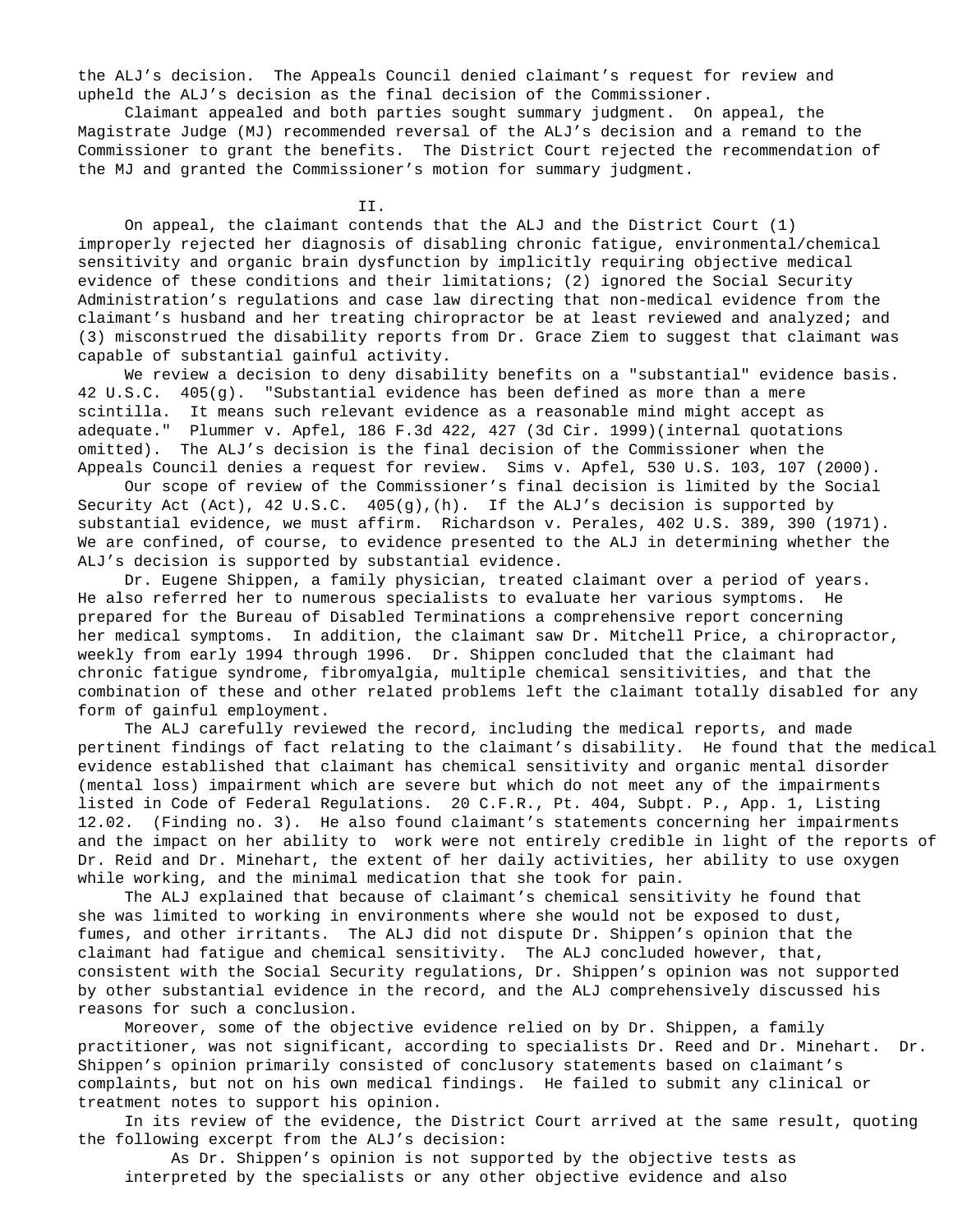the ALJ's decision. The Appeals Council denied claimant's request for review and upheld the ALJ's decision as the final decision of the Commissioner.

Claimant appealed and both parties sought summary judgment. On appeal, the Magistrate Judge (MJ) recommended reversal of the ALJ's decision and a remand to the Commissioner to grant the benefits. The District Court rejected the recommendation of the MJ and granted the Commissioner's motion for summary judgment.

## II.

On appeal, the claimant contends that the ALJ and the District Court (1) improperly rejected her diagnosis of disabling chronic fatigue, environmental/chemical sensitivity and organic brain dysfunction by implicitly requiring objective medical evidence of these conditions and their limitations; (2) ignored the Social Security Administration's regulations and case law directing that non-medical evidence from the claimant's husband and her treating chiropractor be at least reviewed and analyzed; and (3) misconstrued the disability reports from Dr. Grace Ziem to suggest that claimant was capable of substantial gainful activity.

We review a decision to deny disability benefits on a "substantial" evidence basis. 42 U.S.C. 405(g). "Substantial evidence has been defined as more than a mere scintilla. It means such relevant evidence as a reasonable mind might accept as adequate." Plummer v. Apfel, 186 F.3d 422, 427 (3d Cir. 1999)(internal quotations omitted). The ALJ's decision is the final decision of the Commissioner when the Appeals Council denies a request for review. Sims v. Apfel, 530 U.S. 103, 107 (2000).

Our scope of review of the Commissioner's final decision is limited by the Social Security Act (Act), 42 U.S.C. 405(g),(h). If the ALJ's decision is supported by substantial evidence, we must affirm. Richardson v. Perales, 402 U.S. 389, 390 (1971). We are confined, of course, to evidence presented to the ALJ in determining whether the ALJ's decision is supported by substantial evidence.

Dr. Eugene Shippen, a family physician, treated claimant over a period of years. He also referred her to numerous specialists to evaluate her various symptoms. He prepared for the Bureau of Disabled Terminations a comprehensive report concerning her medical symptoms. In addition, the claimant saw Dr. Mitchell Price, a chiropractor, weekly from early 1994 through 1996. Dr. Shippen concluded that the claimant had chronic fatigue syndrome, fibromyalgia, multiple chemical sensitivities, and that the combination of these and other related problems left the claimant totally disabled for any form of gainful employment.

The ALJ carefully reviewed the record, including the medical reports, and made pertinent findings of fact relating to the claimant's disability. He found that the medical evidence established that claimant has chemical sensitivity and organic mental disorder (mental loss) impairment which are severe but which do not meet any of the impairments listed in Code of Federal Regulations. 20 C.F.R., Pt. 404, Subpt. P., App. 1, Listing 12.02. (Finding no. 3). He also found claimant's statements concerning her impairments and the impact on her ability to work were not entirely credible in light of the reports of Dr. Reid and Dr. Minehart, the extent of her daily activities, her ability to use oxygen while working, and the minimal medication that she took for pain.

The ALJ explained that because of claimant's chemical sensitivity he found that she was limited to working in environments where she would not be exposed to dust, fumes, and other irritants. The ALJ did not dispute Dr. Shippen's opinion that the claimant had fatigue and chemical sensitivity. The ALJ concluded however, that, consistent with the Social Security regulations, Dr. Shippen's opinion was not supported by other substantial evidence in the record, and the ALJ comprehensively discussed his reasons for such a conclusion.

Moreover, some of the objective evidence relied on by Dr. Shippen, a family practitioner, was not significant, according to specialists Dr. Reed and Dr. Minehart. Dr. Shippen's opinion primarily consisted of conclusory statements based on claimant's complaints, but not on his own medical findings. He failed to submit any clinical or treatment notes to support his opinion.

In its review of the evidence, the District Court arrived at the same result, quoting the following excerpt from the ALJ's decision:

> As Dr. Shippen's opinion is not supported by the objective tests as interpreted by the specialists or any other objective evidence and also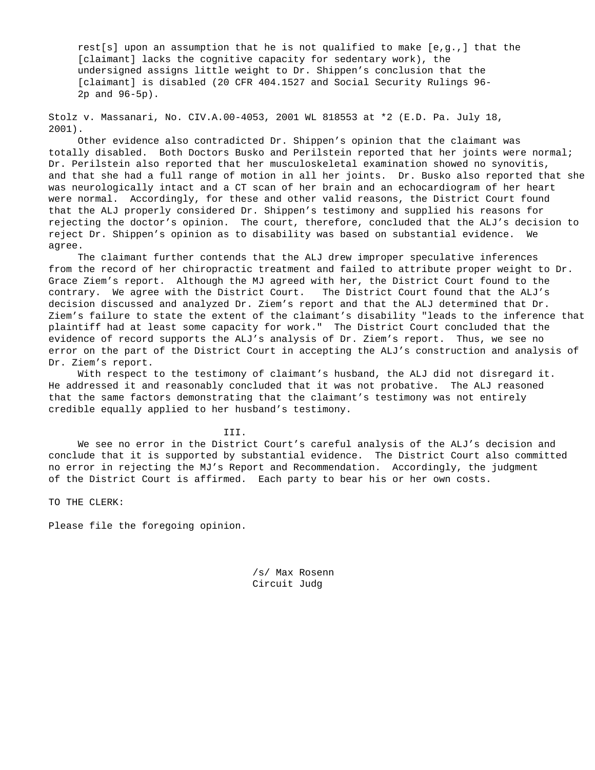> rest[s] upon an assumption that he is not qualified to make [e,g.,] that the [claimant] lacks the cognitive capacity for sedentary work), the undersigned assigns little weight to Dr. Shippen's conclusion that the [claimant] is disabled (20 CFR 404.1527 and Social Security Rulings 96-2p and 96-5p).

Stolz v. Massanari, No. CIV.A.00-4053, 2001 WL 818553 at *2 (E.D. Pa. July 18, 2001).

Other evidence also contradicted Dr. Shippen's opinion that the claimant was totally disabled. Both Doctors Busko and Perilstein reported that her joints were normal; Dr. Perilstein also reported that her musculoskeletal examination showed no synovitis, and that she had a full range of motion in all her joints. Dr. Busko also reported that she was neurologically intact and a CT scan of her brain and an echocardiogram of her heart were normal. Accordingly, for these and other valid reasons, the District Court found that the ALJ properly considered Dr. Shippen's testimony and supplied his reasons for rejecting the doctor's opinion. The court, therefore, concluded that the ALJ's decision to reject Dr. Shippen's opinion as to disability was based on substantial evidence. We agree.

The claimant further contends that the ALJ drew improper speculative inferences from the record of her chiropractic treatment and failed to attribute proper weight to Dr. Grace Ziem's report. Although the MJ agreed with her, the District Court found to the contrary. We agree with the District Court. The District Court found that the ALJ's decision discussed and analyzed Dr. Ziem's report and that the ALJ determined that Dr. Ziem's failure to state the extent of the claimant's disability "leads to the inference that plaintiff had at least some capacity for work." The District Court concluded that the evidence of record supports the ALJ's analysis of Dr. Ziem's report. Thus, we see no error on the part of the District Court in accepting the ALJ's construction and analysis of Dr. Ziem's report.

With respect to the testimony of claimant's husband, the ALJ did not disregard it. He addressed it and reasonably concluded that it was not probative. The ALJ reasoned that the same factors demonstrating that the claimant's testimony was not entirely credible equally applied to her husband's testimony.

## III.

We see no error in the District Court's careful analysis of the ALJ's decision and conclude that it is supported by substantial evidence. The District Court also committed no error in rejecting the MJ's Report and Recommendation. Accordingly, the judgment of the District Court is affirmed. Each party to bear his or her own costs.

TO THE CLERK:

Please file the foregoing opinion.

/s/ Max Rosenn
Circuit Judg